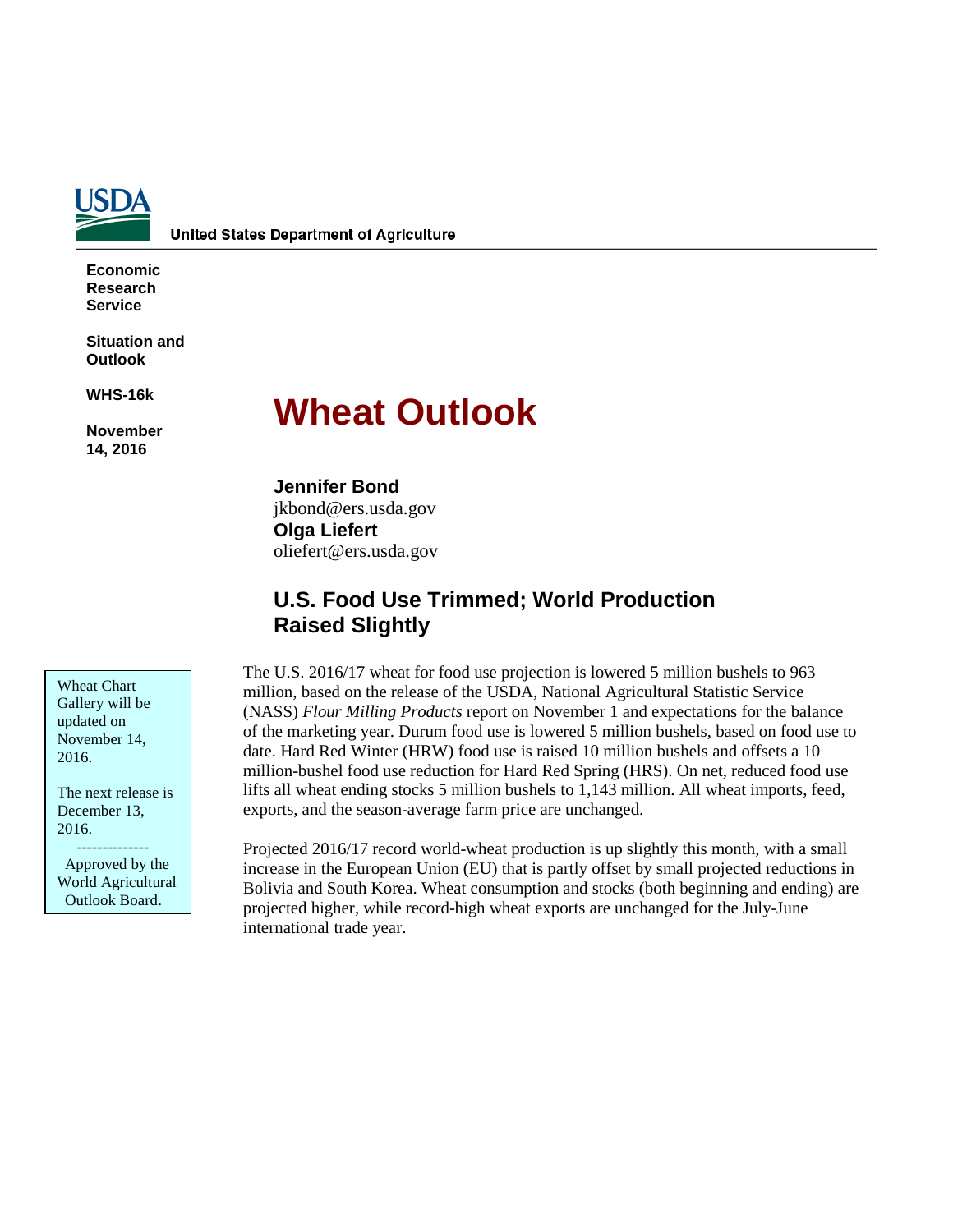United States Department of Agriculture

**Economic Research Service**

**Situation and Outlook**

**WHS-16k**

**November 14, 2016**

# Wheat Outlook

**Jennifer Bond**
jkbond@ers.usda.gov
**Olga Liefert**
oliefert@ers.usda.gov

## U.S. Food Use Trimmed; World Production Raised Slightly

Wheat Chart Gallery will be updated on November 14, 2016.

The next release is December 13, 2016.

--------------

Approved by the World Agricultural Outlook Board.

The U.S. 2016/17 wheat for food use projection is lowered 5 million bushels to 963 million, based on the release of the USDA, National Agricultural Statistic Service (NASS) *Flour Milling Products* report on November 1 and expectations for the balance of the marketing year. Durum food use is lowered 5 million bushels, based on food use to date. Hard Red Winter (HRW) food use is raised 10 million bushels and offsets a 10 million-bushel food use reduction for Hard Red Spring (HRS). On net, reduced food use lifts all wheat ending stocks 5 million bushels to 1,143 million. All wheat imports, feed, exports, and the season-average farm price are unchanged.

Projected 2016/17 record world-wheat production is up slightly this month, with a small increase in the European Union (EU) that is partly offset by small projected reductions in Bolivia and South Korea. Wheat consumption and stocks (both beginning and ending) are projected higher, while record-high wheat exports are unchanged for the July-June international trade year.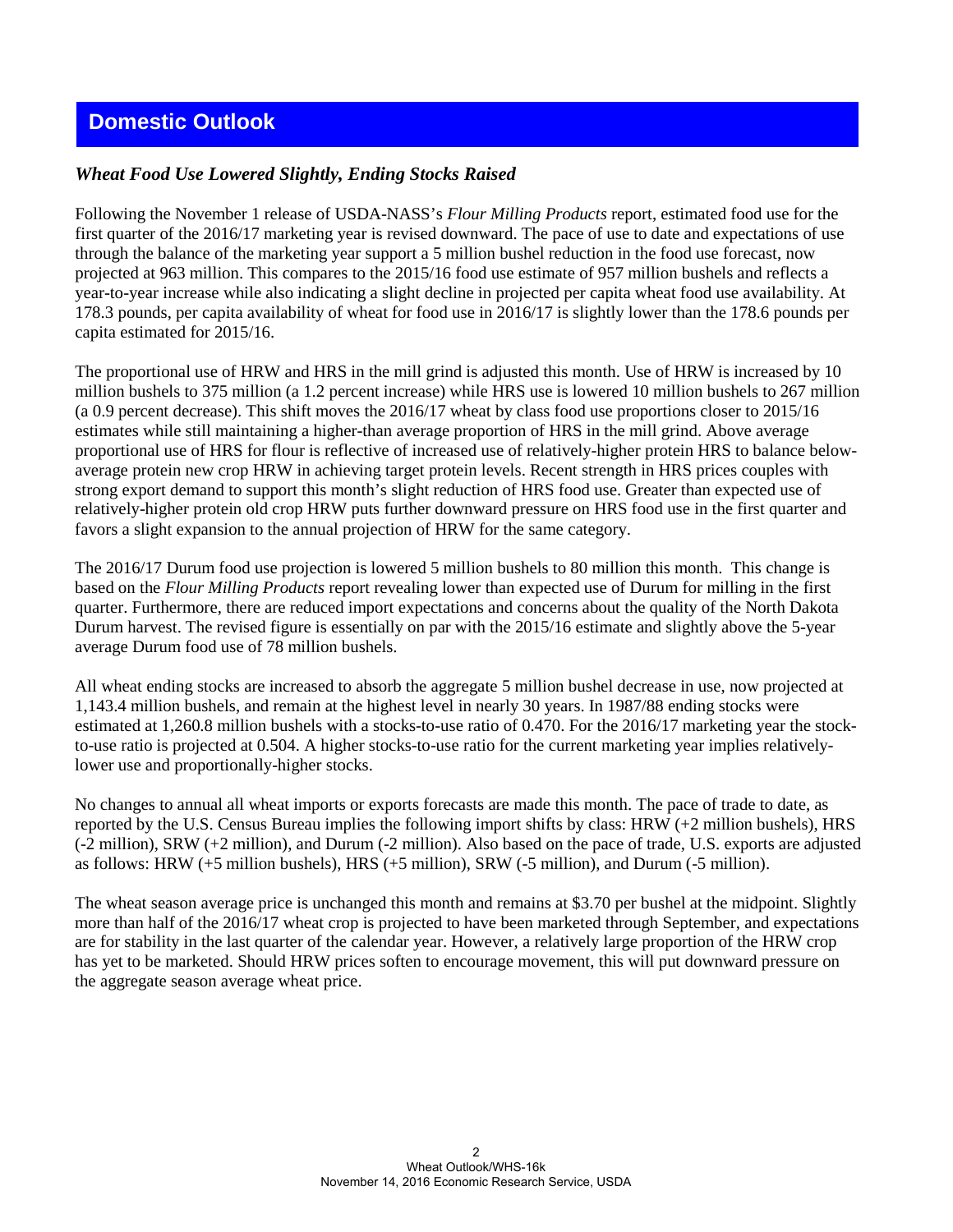## Domestic Outlook

### *Wheat Food Use Lowered Slightly, Ending Stocks Raised*

Following the November 1 release of USDA-NASS's *Flour Milling Products* report, estimated food use for the first quarter of the 2016/17 marketing year is revised downward. The pace of use to date and expectations of use through the balance of the marketing year support a 5 million bushel reduction in the food use forecast, now projected at 963 million. This compares to the 2015/16 food use estimate of 957 million bushels and reflects a year-to-year increase while also indicating a slight decline in projected per capita wheat food use availability. At 178.3 pounds, per capita availability of wheat for food use in 2016/17 is slightly lower than the 178.6 pounds per capita estimated for 2015/16.

The proportional use of HRW and HRS in the mill grind is adjusted this month. Use of HRW is increased by 10 million bushels to 375 million (a 1.2 percent increase) while HRS use is lowered 10 million bushels to 267 million (a 0.9 percent decrease). This shift moves the 2016/17 wheat by class food use proportions closer to 2015/16 estimates while still maintaining a higher-than average proportion of HRS in the mill grind. Above average proportional use of HRS for flour is reflective of increased use of relatively-higher protein HRS to balance below-average protein new crop HRW in achieving target protein levels. Recent strength in HRS prices couples with strong export demand to support this month's slight reduction of HRS food use. Greater than expected use of relatively-higher protein old crop HRW puts further downward pressure on HRS food use in the first quarter and favors a slight expansion to the annual projection of HRW for the same category.

The 2016/17 Durum food use projection is lowered 5 million bushels to 80 million this month. This change is based on the *Flour Milling Products* report revealing lower than expected use of Durum for milling in the first quarter. Furthermore, there are reduced import expectations and concerns about the quality of the North Dakota Durum harvest. The revised figure is essentially on par with the 2015/16 estimate and slightly above the 5-year average Durum food use of 78 million bushels.

All wheat ending stocks are increased to absorb the aggregate 5 million bushel decrease in use, now projected at 1,143.4 million bushels, and remain at the highest level in nearly 30 years. In 1987/88 ending stocks were estimated at 1,260.8 million bushels with a stocks-to-use ratio of 0.470. For the 2016/17 marketing year the stock-to-use ratio is projected at 0.504. A higher stocks-to-use ratio for the current marketing year implies relatively-lower use and proportionally-higher stocks.

No changes to annual all wheat imports or exports forecasts are made this month. The pace of trade to date, as reported by the U.S. Census Bureau implies the following import shifts by class: HRW (+2 million bushels), HRS (-2 million), SRW (+2 million), and Durum (-2 million). Also based on the pace of trade, U.S. exports are adjusted as follows: HRW (+5 million bushels), HRS (+5 million), SRW (-5 million), and Durum (-5 million).

The wheat season average price is unchanged this month and remains at $3.70 per bushel at the midpoint. Slightly more than half of the 2016/17 wheat crop is projected to have been marketed through September, and expectations are for stability in the last quarter of the calendar year. However, a relatively large proportion of the HRW crop has yet to be marketed. Should HRW prices soften to encourage movement, this will put downward pressure on the aggregate season average wheat price.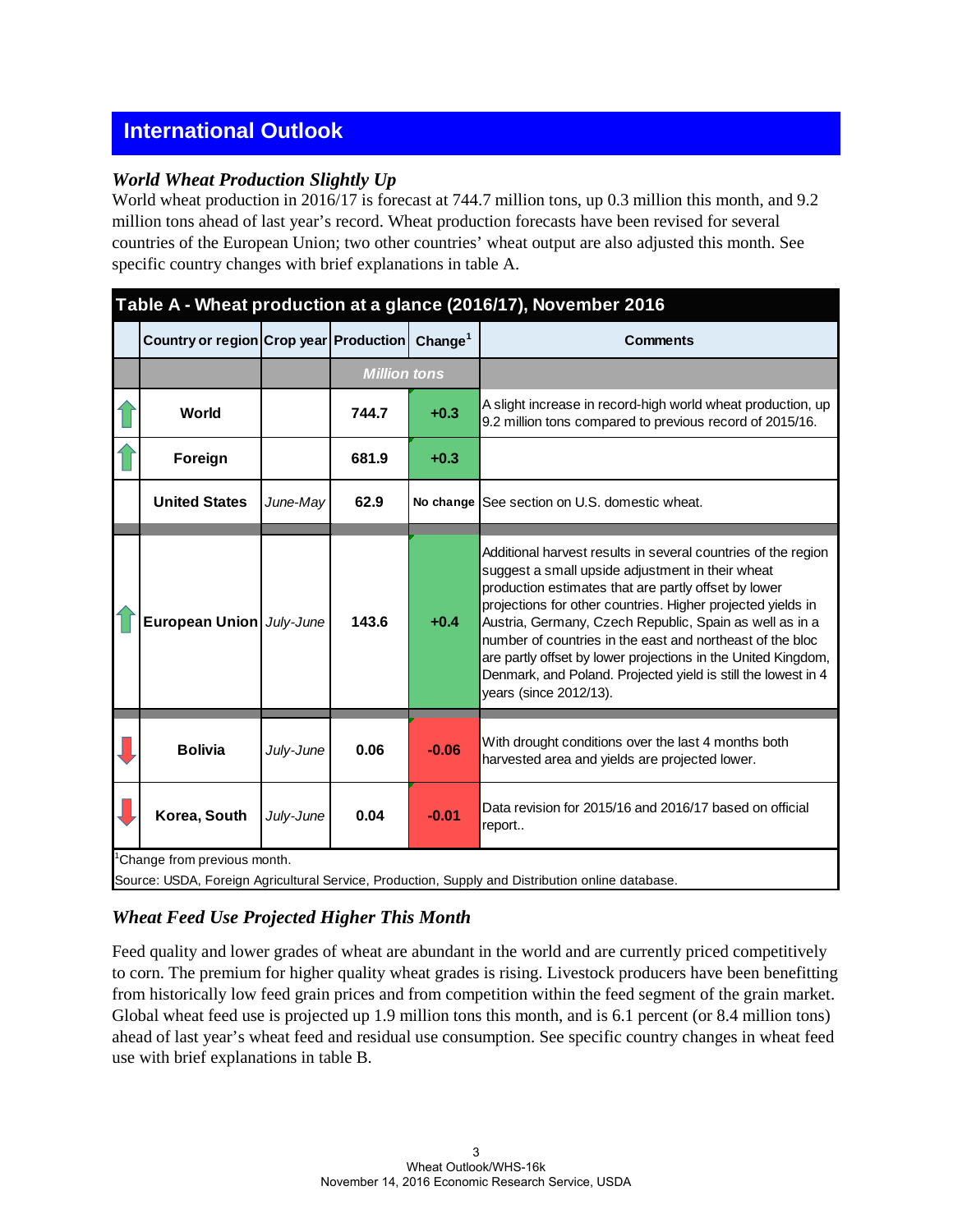## International Outlook

### *World Wheat Production Slightly Up*

World wheat production in 2016/17 is forecast at 744.7 million tons, up 0.3 million this month, and 9.2 million tons ahead of last year's record. Wheat production forecasts have been revised for several countries of the European Union; two other countries' wheat output are also adjusted this month. See specific country changes with brief explanations in table A.

**Table A - Wheat production at a glance (2016/17), November 2016**

| | Country or region | Crop year | Production | Change[1] | Comments |
|---|---|---|---|---|---|
| | | | *Million tons* | | |
| ↑ | **World** | | **744.7** | **+0.3** | A slight increase in record-high world wheat production, up 9.2 million tons compared to previous record of 2015/16. |
| ↑ | **Foreign** | | **681.9** | **+0.3** | |
| | **United States** | *June-May* | **62.9** | **No change** | See section on U.S. domestic wheat. |
| ↑ | **European Union** | *July-June* | **143.6** | **+0.4** | Additional harvest results in several countries of the region suggest a small upside adjustment in their wheat production estimates that are partly offset by lower projections for other countries. Higher projected yields in Austria, Germany, Czech Republic, Spain as well as in a number of countries in the east and northeast of the bloc are partly offset by lower projections in the United Kingdom, Denmark, and Poland. Projected yield is still the lowest in 4 years (since 2012/13). |
| ↓ | **Bolivia** | *July-June* | **0.06** | **-0.06** | With drought conditions over the last 4 months both harvested area and yields are projected lower. |
| ↓ | **Korea, South** | *July-June* | **0.04** | **-0.01** | Data revision for 2015/16 and 2016/17 based on official report.. |

[1]Change from previous month.

Source: USDA, Foreign Agricultural Service, Production, Supply and Distribution online database.

### *Wheat Feed Use Projected Higher This Month*

Feed quality and lower grades of wheat are abundant in the world and are currently priced competitively to corn. The premium for higher quality wheat grades is rising. Livestock producers have been benefitting from historically low feed grain prices and from competition within the feed segment of the grain market. Global wheat feed use is projected up 1.9 million tons this month, and is 6.1 percent (or 8.4 million tons) ahead of last year's wheat feed and residual use consumption. See specific country changes in wheat feed use with brief explanations in table B.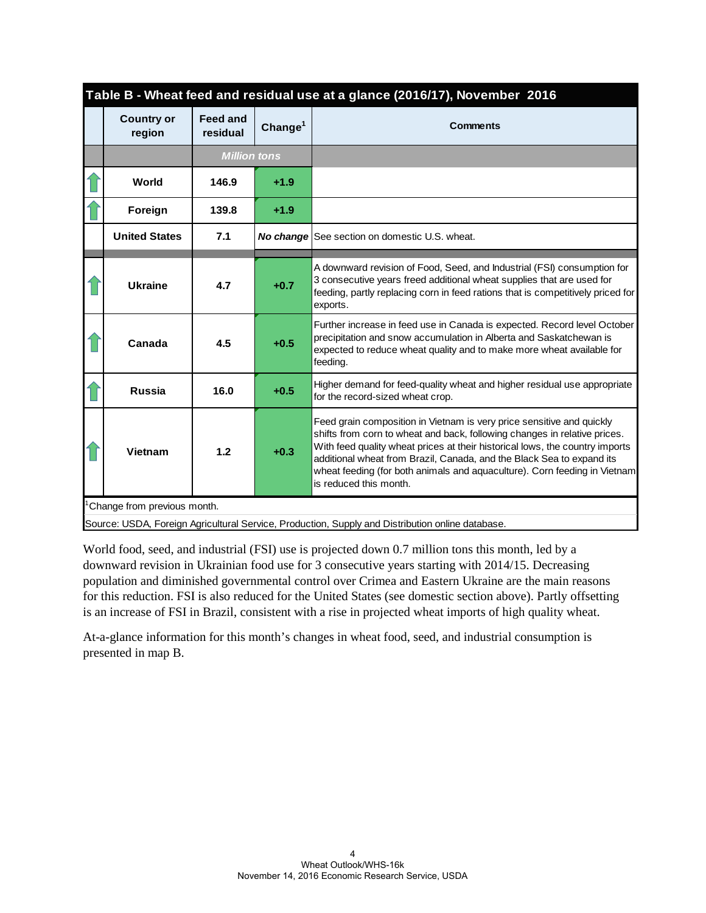**Table B - Wheat feed and residual use at a glance (2016/17), November 2016**

| Country or region | Feed and residual | Change[1] | Comments |
|---|---|---|---|
| | *Million tons* | | |
| World | 146.9 | +1.9 | |
| Foreign | 139.8 | +1.9 | |
| United States | 7.1 | *No change* | See section on domestic U.S. wheat. |
| Ukraine | 4.7 | +0.7 | A downward revision of Food, Seed, and Industrial (FSI) consumption for 3 consecutive years freed additional wheat supplies that are used for feeding, partly replacing corn in feed rations that is competitively priced for exports. |
| Canada | 4.5 | +0.5 | Further increase in feed use in Canada is expected. Record level October precipitation and snow accumulation in Alberta and Saskatchewan is expected to reduce wheat quality and to make more wheat available for feeding. |
| Russia | 16.0 | +0.5 | Higher demand for feed-quality wheat and higher residual use appropriate for the record-sized wheat crop. |
| Vietnam | 1.2 | +0.3 | Feed grain composition in Vietnam is very price sensitive and quickly shifts from corn to wheat and back, following changes in relative prices. With feed quality wheat prices at their historical lows, the country imports additional wheat from Brazil, Canada, and the Black Sea to expand its wheat feeding (for both animals and aquaculture). Corn feeding in Vietnam is reduced this month. |

[1]Change from previous month.

Source: USDA, Foreign Agricultural Service, Production, Supply and Distribution online database.

World food, seed, and industrial (FSI) use is projected down 0.7 million tons this month, led by a downward revision in Ukrainian food use for 3 consecutive years starting with 2014/15. Decreasing population and diminished governmental control over Crimea and Eastern Ukraine are the main reasons for this reduction. FSI is also reduced for the United States (see domestic section above). Partly offsetting is an increase of FSI in Brazil, consistent with a rise in projected wheat imports of high quality wheat.

At-a-glance information for this month's changes in wheat food, seed, and industrial consumption is presented in map B.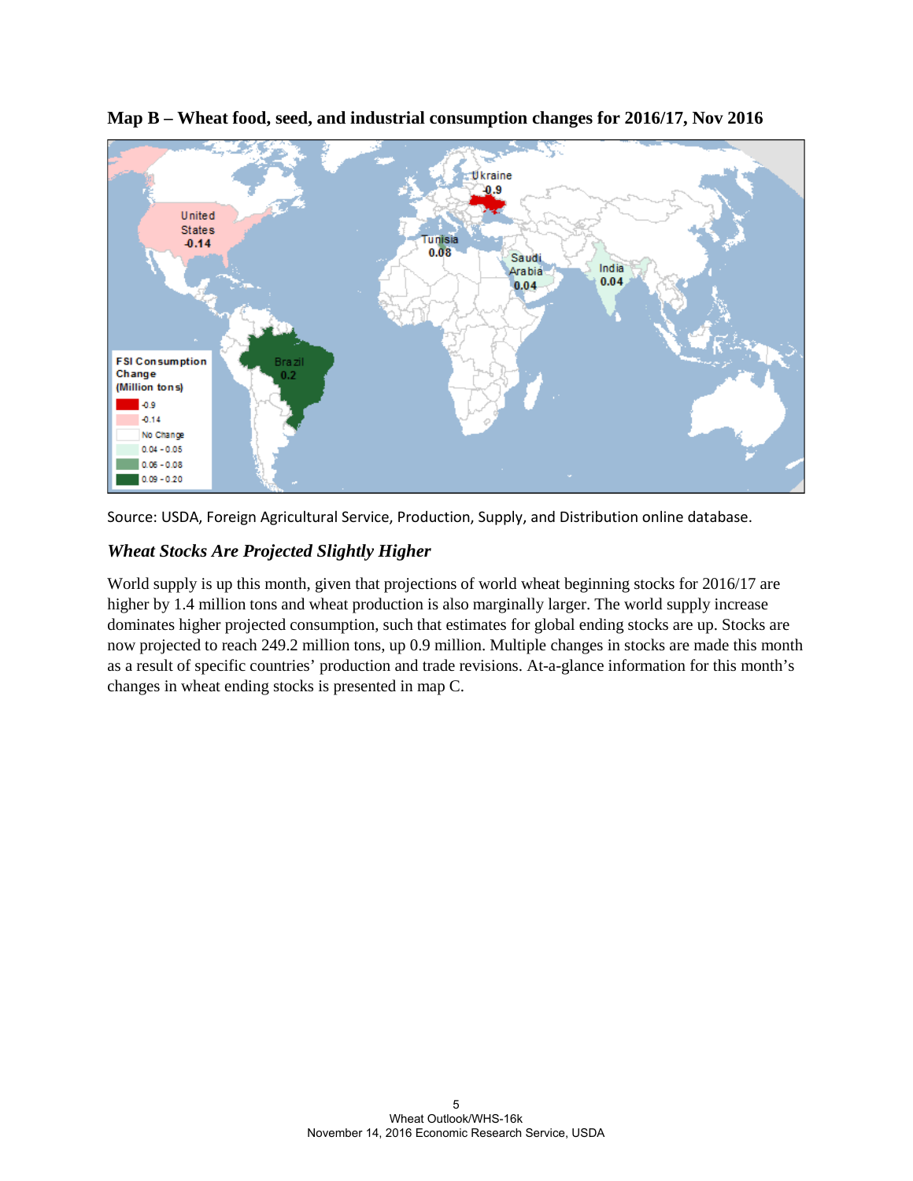**Map B – Wheat food, seed, and industrial consumption changes for 2016/17, Nov 2016**

Source: USDA, Foreign Agricultural Service, Production, Supply, and Distribution online database.

### *Wheat Stocks Are Projected Slightly Higher*

World supply is up this month, given that projections of world wheat beginning stocks for 2016/17 are higher by 1.4 million tons and wheat production is also marginally larger. The world supply increase dominates higher projected consumption, such that estimates for global ending stocks are up. Stocks are now projected to reach 249.2 million tons, up 0.9 million. Multiple changes in stocks are made this month as a result of specific countries' production and trade revisions. At-a-glance information for this month's changes in wheat ending stocks is presented in map C.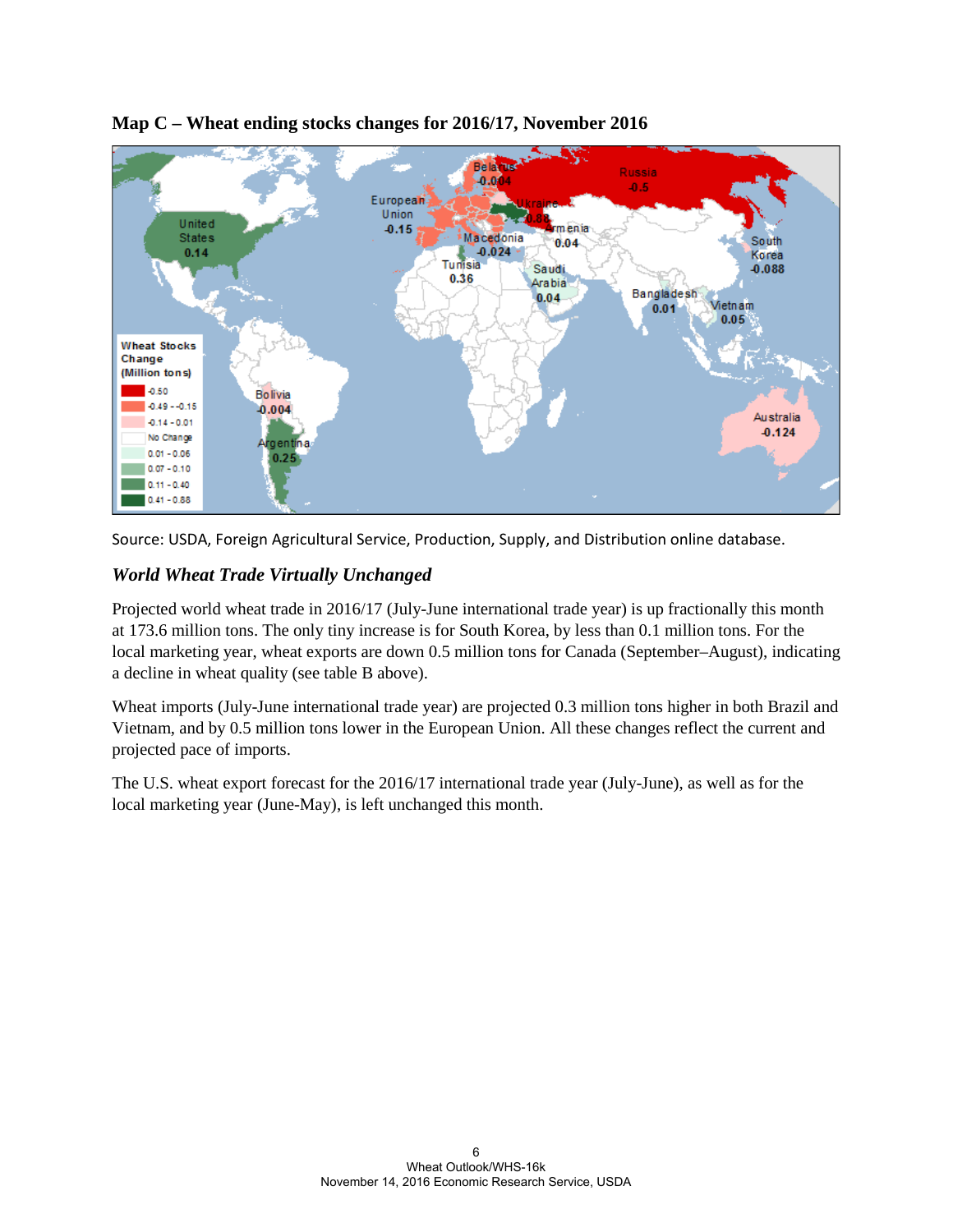**Map C – Wheat ending stocks changes for 2016/17, November 2016**

Source: USDA, Foreign Agricultural Service, Production, Supply, and Distribution online database.

### *World Wheat Trade Virtually Unchanged*

Projected world wheat trade in 2016/17 (July-June international trade year) is up fractionally this month at 173.6 million tons. The only tiny increase is for South Korea, by less than 0.1 million tons. For the local marketing year, wheat exports are down 0.5 million tons for Canada (September–August), indicating a decline in wheat quality (see table B above).

Wheat imports (July-June international trade year) are projected 0.3 million tons higher in both Brazil and Vietnam, and by 0.5 million tons lower in the European Union. All these changes reflect the current and projected pace of imports.

The U.S. wheat export forecast for the 2016/17 international trade year (July-June), as well as for the local marketing year (June-May), is left unchanged this month.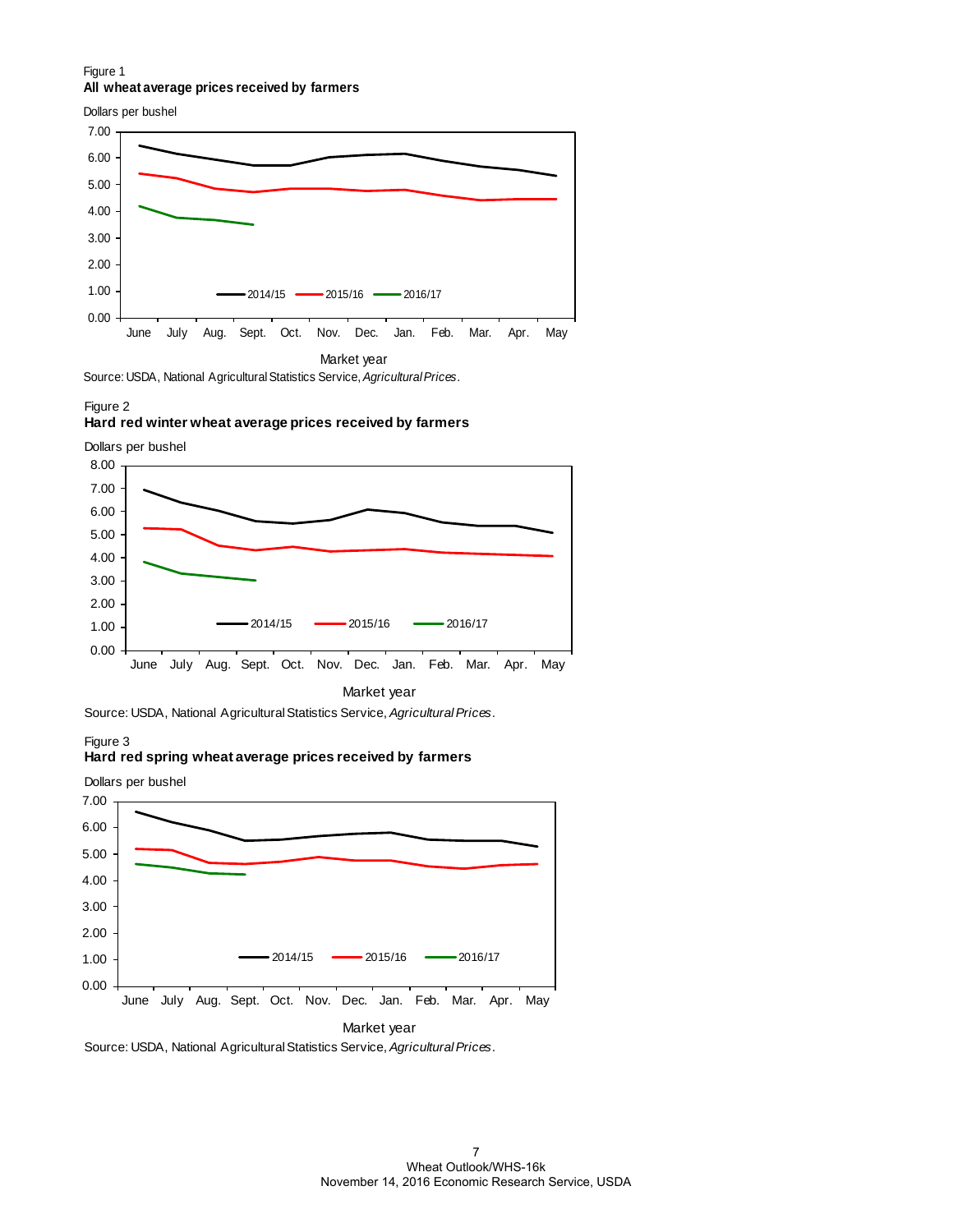Figure 1
**All wheat average prices received by farmers**

Source: USDA, National Agricultural Statistics Service, *Agricultural Prices*.

Figure 2
**Hard red winter wheat average prices received by farmers**

Source: USDA, National Agricultural Statistics Service, *Agricultural Prices*.

Figure 3
**Hard red spring wheat average prices received by farmers**

Source: USDA, National Agricultural Statistics Service, *Agricultural Prices*.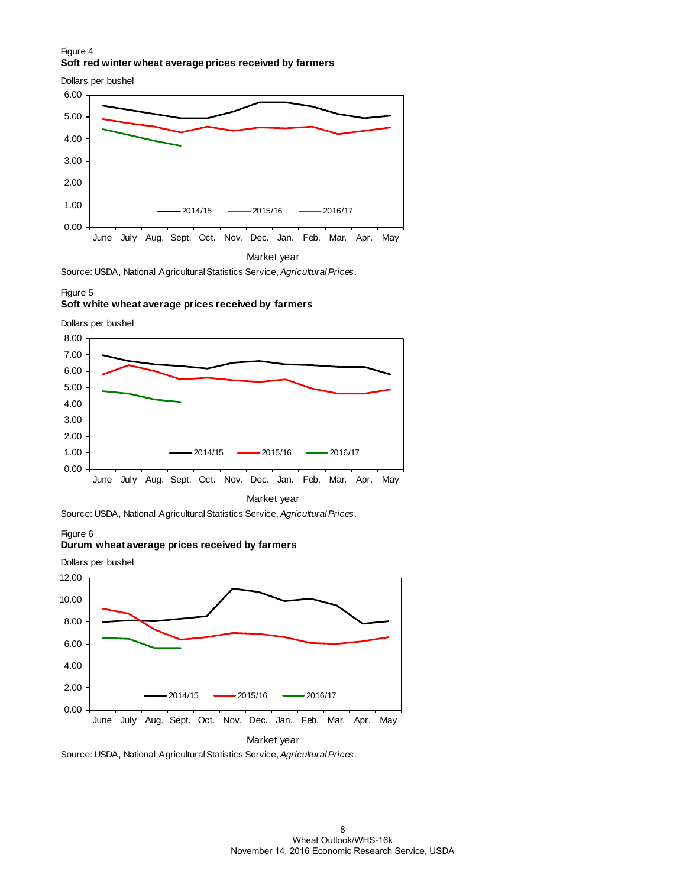Figure 4

**Soft red winter wheat average prices received by farmers**

Dollars per bushel

Market year

Source: USDA, National Agricultural Statistics Service, *Agricultural Prices*.

Figure 5

**Soft white wheat average prices received by farmers**

Dollars per bushel

Market year

Source: USDA, National Agricultural Statistics Service, *Agricultural Prices*.

Figure 6

**Durum wheat average prices received by farmers**

Dollars per bushel

Market year

Source: USDA, National Agricultural Statistics Service, *Agricultural Prices*.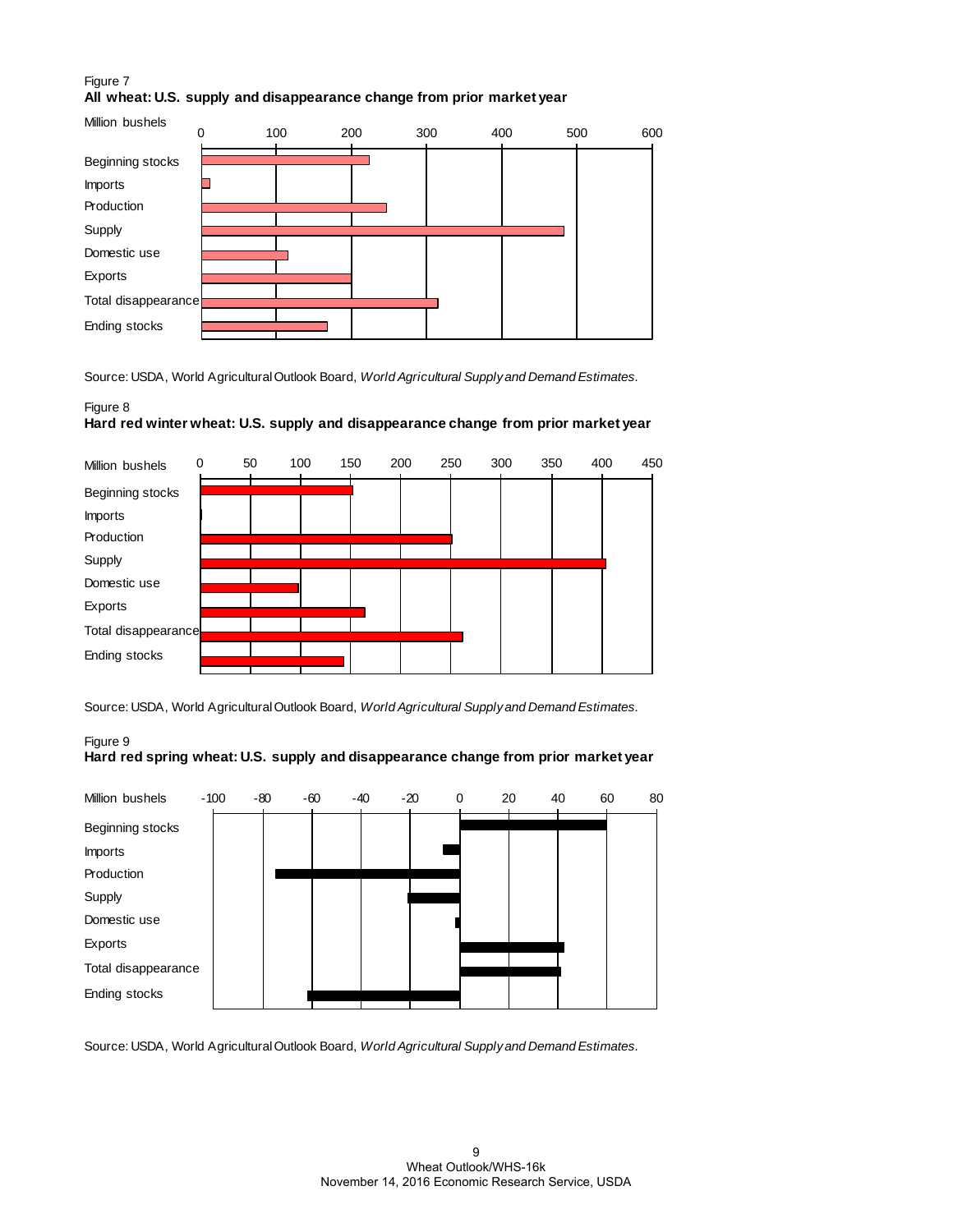Figure 7

**All wheat: U.S. supply and disappearance change from prior market year**

Source: USDA, World Agricultural Outlook Board, *World Agricultural Supply and Demand Estimates.*

Figure 8

**Hard red winter wheat: U.S. supply and disappearance change from prior market year**

Source: USDA, World Agricultural Outlook Board, *World Agricultural Supply and Demand Estimates.*

Figure 9

**Hard red spring wheat: U.S. supply and disappearance change from prior market year**

Source: USDA, World Agricultural Outlook Board, *World Agricultural Supply and Demand Estimates.*

Wheat Outlook/WHS-16k
November 14, 2016 Economic Research Service, USDA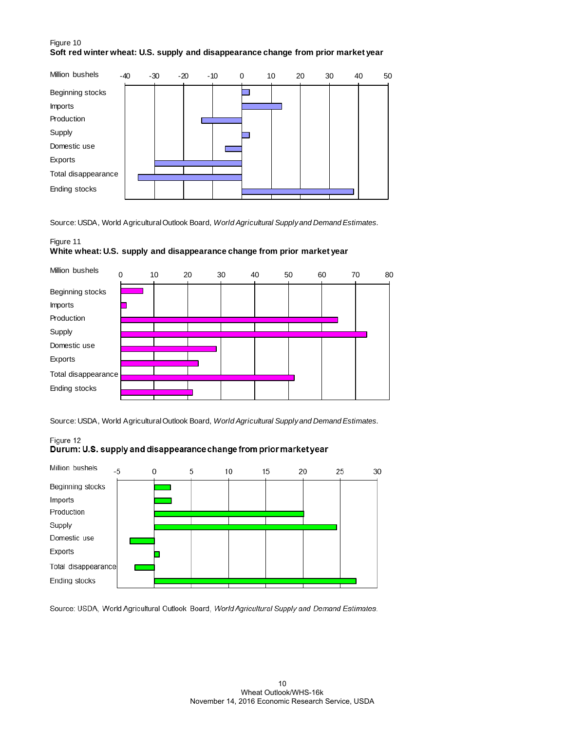Figure 10
**Soft red winter wheat: U.S. supply and disappearance change from prior market year**

Million bushels

Beginning stocks
Imports
Production
Supply
Domestic use
Exports
Total disappearance
Ending stocks

-40 -30 -20 -10 0 10 20 30 40 50

Source: USDA, World Agricultural Outlook Board, *World Agricultural Supply and Demand Estimates.*

Figure 11
**White wheat: U.S. supply and disappearance change from prior market year**

Million bushels

Beginning stocks
Imports
Production
Supply
Domestic use
Exports
Total disappearance
Ending stocks

0 10 20 30 40 50 60 70 80

Source: USDA, World Agricultural Outlook Board, *World Agricultural Supply and Demand Estimates.*

Figure 12
**Durum: U.S. supply and disappearance change from prior market year**

Million bushels

Beginning stocks
Imports
Production
Supply
Domestic use
Exports
Total disappearance
Ending stocks

-5 0 5 10 15 20 25 30

Source: USDA, World Agricultural Outlook Board, *World Agricultural Supply and Demand Estimates.*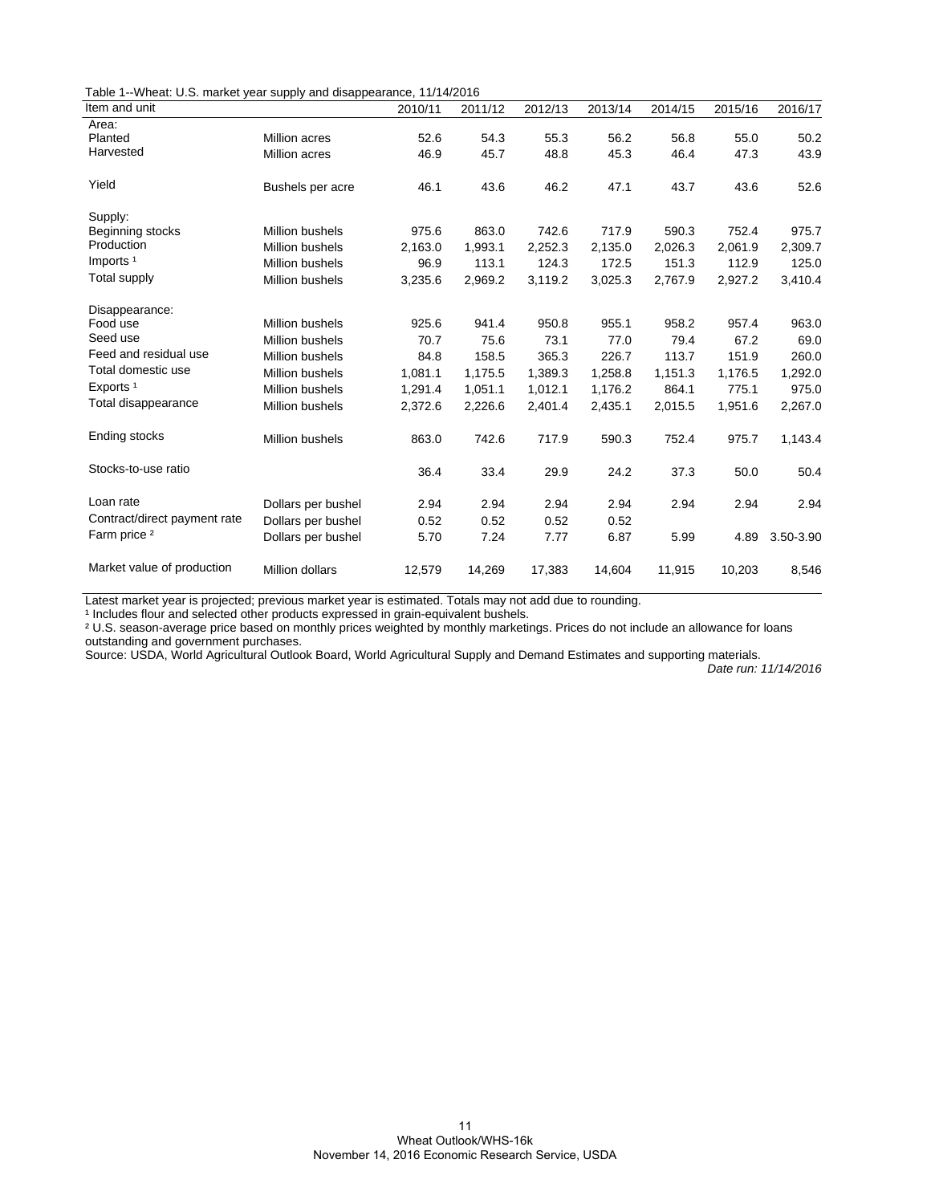Table 1--Wheat: U.S. market year supply and disappearance, 11/14/2016

| Item and unit | | 2010/11 | 2011/12 | 2012/13 | 2013/14 | 2014/15 | 2015/16 | 2016/17 |
|---|---|---|---|---|---|---|---|---|
| Area: | | | | | | | | |
| Planted | Million acres | 52.6 | 54.3 | 55.3 | 56.2 | 56.8 | 55.0 | 50.2 |
| Harvested | Million acres | 46.9 | 45.7 | 48.8 | 45.3 | 46.4 | 47.3 | 43.9 |
| Yield | Bushels per acre | 46.1 | 43.6 | 46.2 | 47.1 | 43.7 | 43.6 | 52.6 |
| Supply: | | | | | | | | |
| Beginning stocks | Million bushels | 975.6 | 863.0 | 742.6 | 717.9 | 590.3 | 752.4 | 975.7 |
| Production | Million bushels | 2,163.0 | 1,993.1 | 2,252.3 | 2,135.0 | 2,026.3 | 2,061.9 | 2,309.7 |
| Imports [1] | Million bushels | 96.9 | 113.1 | 124.3 | 172.5 | 151.3 | 112.9 | 125.0 |
| Total supply | Million bushels | 3,235.6 | 2,969.2 | 3,119.2 | 3,025.3 | 2,767.9 | 2,927.2 | 3,410.4 |
| Disappearance: | | | | | | | | |
| Food use | Million bushels | 925.6 | 941.4 | 950.8 | 955.1 | 958.2 | 957.4 | 963.0 |
| Seed use | Million bushels | 70.7 | 75.6 | 73.1 | 77.0 | 79.4 | 67.2 | 69.0 |
| Feed and residual use | Million bushels | 84.8 | 158.5 | 365.3 | 226.7 | 113.7 | 151.9 | 260.0 |
| Total domestic use | Million bushels | 1,081.1 | 1,175.5 | 1,389.3 | 1,258.8 | 1,151.3 | 1,176.5 | 1,292.0 |
| Exports [1] | Million bushels | 1,291.4 | 1,051.1 | 1,012.1 | 1,176.2 | 864.1 | 775.1 | 975.0 |
| Total disappearance | Million bushels | 2,372.6 | 2,226.6 | 2,401.4 | 2,435.1 | 2,015.5 | 1,951.6 | 2,267.0 |
| Ending stocks | Million bushels | 863.0 | 742.6 | 717.9 | 590.3 | 752.4 | 975.7 | 1,143.4 |
| Stocks-to-use ratio | | 36.4 | 33.4 | 29.9 | 24.2 | 37.3 | 50.0 | 50.4 |
| Loan rate | Dollars per bushel | 2.94 | 2.94 | 2.94 | 2.94 | 2.94 | 2.94 | 2.94 |
| Contract/direct payment rate | Dollars per bushel | 0.52 | 0.52 | 0.52 | 0.52 | | | |
| Farm price [2] | Dollars per bushel | 5.70 | 7.24 | 7.77 | 6.87 | 5.99 | 4.89 | 3.50-3.90 |
| Market value of production | Million dollars | 12,579 | 14,269 | 17,383 | 14,604 | 11,915 | 10,203 | 8,546 |

Latest market year is projected; previous market year is estimated. Totals may not add due to rounding.

[1] Includes flour and selected other products expressed in grain-equivalent bushels.

[2] U.S. season-average price based on monthly prices weighted by monthly marketings. Prices do not include an allowance for loans outstanding and government purchases.

Source: USDA, World Agricultural Outlook Board, World Agricultural Supply and Demand Estimates and supporting materials.

*Date run: 11/14/2016*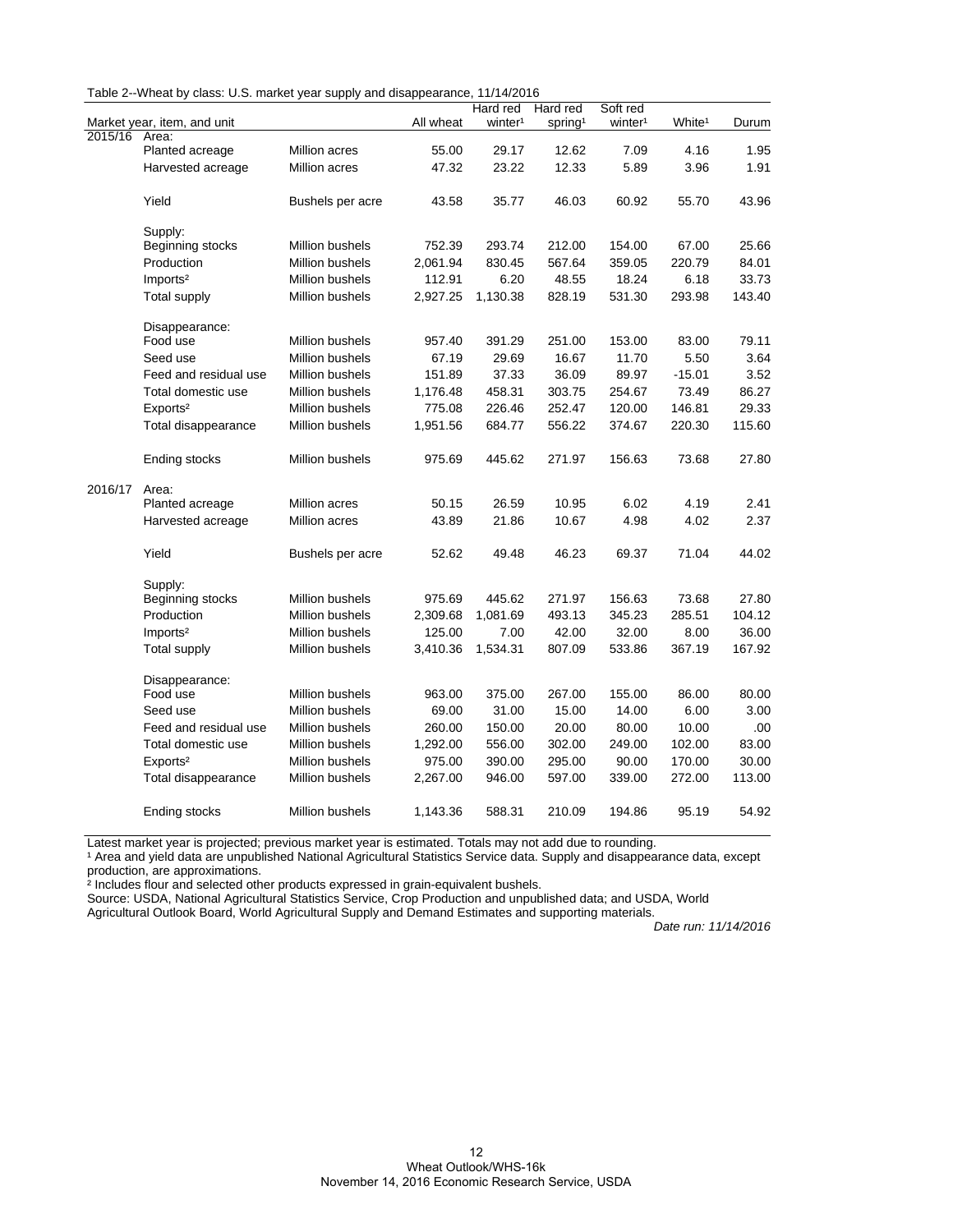Table 2--Wheat by class: U.S. market year supply and disappearance, 11/14/2016

| Market year, item, and unit | | | All wheat | Hard red winter[1] | Hard red spring[1] | Soft red winter[1] | White[1] | Durum |
|---|---|---|---|---|---|---|---|---|
| 2015/16 | Area: | | | | | | | |
| | Planted acreage | Million acres | 55.00 | 29.17 | 12.62 | 7.09 | 4.16 | 1.95 |
| | Harvested acreage | Million acres | 47.32 | 23.22 | 12.33 | 5.89 | 3.96 | 1.91 |
| | Yield | Bushels per acre | 43.58 | 35.77 | 46.03 | 60.92 | 55.70 | 43.96 |
| | Supply: | | | | | | | |
| | Beginning stocks | Million bushels | 752.39 | 293.74 | 212.00 | 154.00 | 67.00 | 25.66 |
| | Production | Million bushels | 2,061.94 | 830.45 | 567.64 | 359.05 | 220.79 | 84.01 |
| | Imports[2] | Million bushels | 112.91 | 6.20 | 48.55 | 18.24 | 6.18 | 33.73 |
| | Total supply | Million bushels | 2,927.25 | 1,130.38 | 828.19 | 531.30 | 293.98 | 143.40 |
| | Disappearance: | | | | | | | |
| | Food use | Million bushels | 957.40 | 391.29 | 251.00 | 153.00 | 83.00 | 79.11 |
| | Seed use | Million bushels | 67.19 | 29.69 | 16.67 | 11.70 | 5.50 | 3.64 |
| | Feed and residual use | Million bushels | 151.89 | 37.33 | 36.09 | 89.97 | -15.01 | 3.52 |
| | Total domestic use | Million bushels | 1,176.48 | 458.31 | 303.75 | 254.67 | 73.49 | 86.27 |
| | Exports[2] | Million bushels | 775.08 | 226.46 | 252.47 | 120.00 | 146.81 | 29.33 |
| | Total disappearance | Million bushels | 1,951.56 | 684.77 | 556.22 | 374.67 | 220.30 | 115.60 |
| | Ending stocks | Million bushels | 975.69 | 445.62 | 271.97 | 156.63 | 73.68 | 27.80 |
| 2016/17 | Area: | | | | | | | |
| | Planted acreage | Million acres | 50.15 | 26.59 | 10.95 | 6.02 | 4.19 | 2.41 |
| | Harvested acreage | Million acres | 43.89 | 21.86 | 10.67 | 4.98 | 4.02 | 2.37 |
| | Yield | Bushels per acre | 52.62 | 49.48 | 46.23 | 69.37 | 71.04 | 44.02 |
| | Supply: | | | | | | | |
| | Beginning stocks | Million bushels | 975.69 | 445.62 | 271.97 | 156.63 | 73.68 | 27.80 |
| | Production | Million bushels | 2,309.68 | 1,081.69 | 493.13 | 345.23 | 285.51 | 104.12 |
| | Imports[2] | Million bushels | 125.00 | 7.00 | 42.00 | 32.00 | 8.00 | 36.00 |
| | Total supply | Million bushels | 3,410.36 | 1,534.31 | 807.09 | 533.86 | 367.19 | 167.92 |
| | Disappearance: | | | | | | | |
| | Food use | Million bushels | 963.00 | 375.00 | 267.00 | 155.00 | 86.00 | 80.00 |
| | Seed use | Million bushels | 69.00 | 31.00 | 15.00 | 14.00 | 6.00 | 3.00 |
| | Feed and residual use | Million bushels | 260.00 | 150.00 | 20.00 | 80.00 | 10.00 | .00 |
| | Total domestic use | Million bushels | 1,292.00 | 556.00 | 302.00 | 249.00 | 102.00 | 83.00 |
| | Exports[2] | Million bushels | 975.00 | 390.00 | 295.00 | 90.00 | 170.00 | 30.00 |
| | Total disappearance | Million bushels | 2,267.00 | 946.00 | 597.00 | 339.00 | 272.00 | 113.00 |
| | Ending stocks | Million bushels | 1,143.36 | 588.31 | 210.09 | 194.86 | 95.19 | 54.92 |

Latest market year is projected; previous market year is estimated. Totals may not add due to rounding.

[1] Area and yield data are unpublished National Agricultural Statistics Service data. Supply and disappearance data, except production, are approximations.

[2] Includes flour and selected other products expressed in grain-equivalent bushels.

Source: USDA, National Agricultural Statistics Service, Crop Production and unpublished data; and USDA, World Agricultural Outlook Board, World Agricultural Supply and Demand Estimates and supporting materials.

*Date run: 11/14/2016*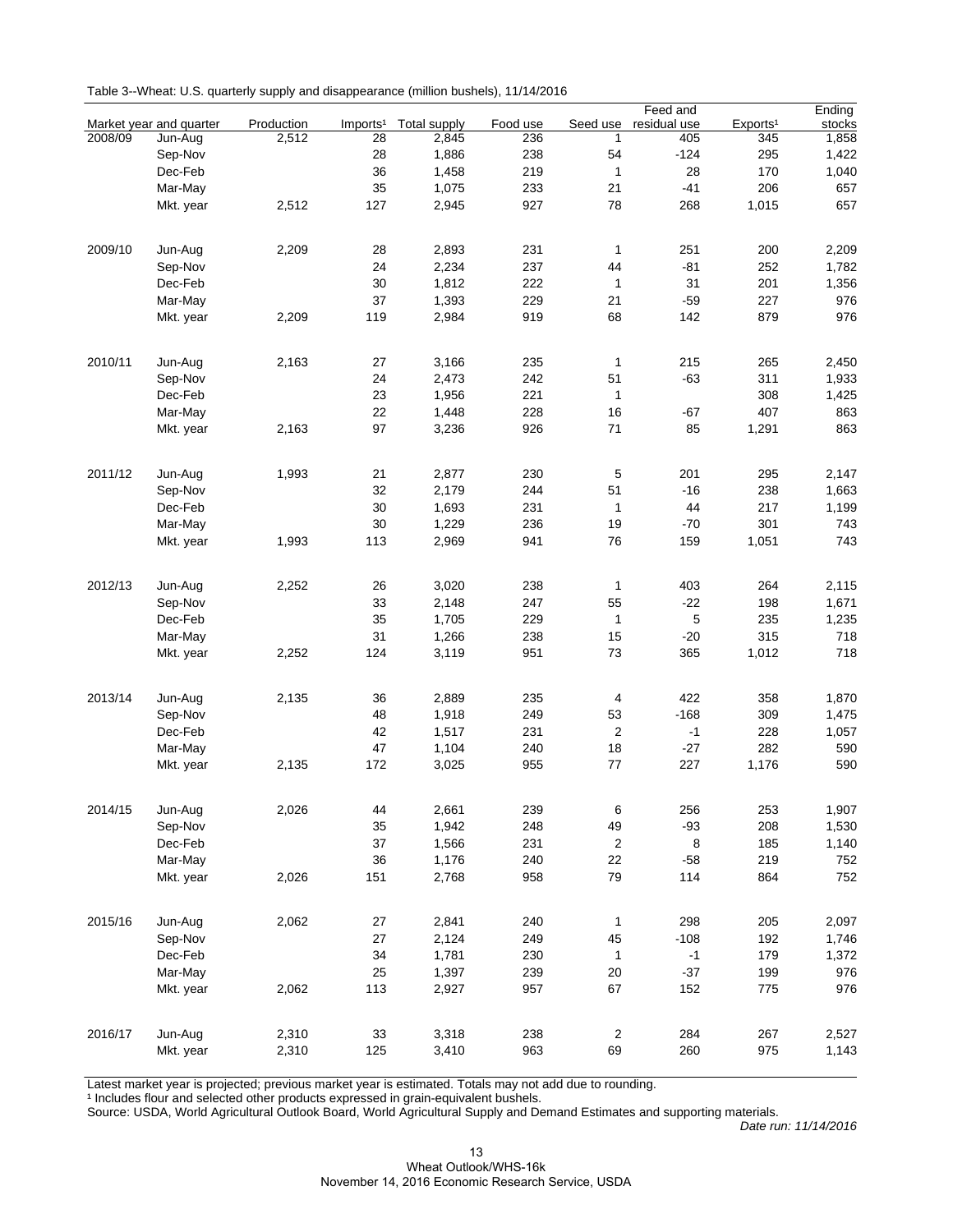Table 3--Wheat: U.S. quarterly supply and disappearance (million bushels), 11/14/2016

| Market year and quarter | | Production | Imports[1] | Total supply | Food use | Seed use | Feed and residual use | Exports[1] | Ending stocks |
|---|---|---|---|---|---|---|---|---|---|
| 2008/09 | Jun-Aug | 2,512 | 28 | 2,845 | 236 | 1 | 405 | 345 | 1,858 |
| | Sep-Nov | | 28 | 1,886 | 238 | 54 | -124 | 295 | 1,422 |
| | Dec-Feb | | 36 | 1,458 | 219 | 1 | 28 | 170 | 1,040 |
| | Mar-May | | 35 | 1,075 | 233 | 21 | -41 | 206 | 657 |
| | Mkt. year | 2,512 | 127 | 2,945 | 927 | 78 | 268 | 1,015 | 657 |
| 2009/10 | Jun-Aug | 2,209 | 28 | 2,893 | 231 | 1 | 251 | 200 | 2,209 |
| | Sep-Nov | | 24 | 2,234 | 237 | 44 | -81 | 252 | 1,782 |
| | Dec-Feb | | 30 | 1,812 | 222 | 1 | 31 | 201 | 1,356 |
| | Mar-May | | 37 | 1,393 | 229 | 21 | -59 | 227 | 976 |
| | Mkt. year | 2,209 | 119 | 2,984 | 919 | 68 | 142 | 879 | 976 |
| 2010/11 | Jun-Aug | 2,163 | 27 | 3,166 | 235 | 1 | 215 | 265 | 2,450 |
| | Sep-Nov | | 24 | 2,473 | 242 | 51 | -63 | 311 | 1,933 |
| | Dec-Feb | | 23 | 1,956 | 221 | 1 | | 308 | 1,425 |
| | Mar-May | | 22 | 1,448 | 228 | 16 | -67 | 407 | 863 |
| | Mkt. year | 2,163 | 97 | 3,236 | 926 | 71 | 85 | 1,291 | 863 |
| 2011/12 | Jun-Aug | 1,993 | 21 | 2,877 | 230 | 5 | 201 | 295 | 2,147 |
| | Sep-Nov | | 32 | 2,179 | 244 | 51 | -16 | 238 | 1,663 |
| | Dec-Feb | | 30 | 1,693 | 231 | 1 | 44 | 217 | 1,199 |
| | Mar-May | | 30 | 1,229 | 236 | 19 | -70 | 301 | 743 |
| | Mkt. year | 1,993 | 113 | 2,969 | 941 | 76 | 159 | 1,051 | 743 |
| 2012/13 | Jun-Aug | 2,252 | 26 | 3,020 | 238 | 1 | 403 | 264 | 2,115 |
| | Sep-Nov | | 33 | 2,148 | 247 | 55 | -22 | 198 | 1,671 |
| | Dec-Feb | | 35 | 1,705 | 229 | 1 | 5 | 235 | 1,235 |
| | Mar-May | | 31 | 1,266 | 238 | 15 | -20 | 315 | 718 |
| | Mkt. year | 2,252 | 124 | 3,119 | 951 | 73 | 365 | 1,012 | 718 |
| 2013/14 | Jun-Aug | 2,135 | 36 | 2,889 | 235 | 4 | 422 | 358 | 1,870 |
| | Sep-Nov | | 48 | 1,918 | 249 | 53 | -168 | 309 | 1,475 |
| | Dec-Feb | | 42 | 1,517 | 231 | 2 | -1 | 228 | 1,057 |
| | Mar-May | | 47 | 1,104 | 240 | 18 | -27 | 282 | 590 |
| | Mkt. year | 2,135 | 172 | 3,025 | 955 | 77 | 227 | 1,176 | 590 |
| 2014/15 | Jun-Aug | 2,026 | 44 | 2,661 | 239 | 6 | 256 | 253 | 1,907 |
| | Sep-Nov | | 35 | 1,942 | 248 | 49 | -93 | 208 | 1,530 |
| | Dec-Feb | | 37 | 1,566 | 231 | 2 | 8 | 185 | 1,140 |
| | Mar-May | | 36 | 1,176 | 240 | 22 | -58 | 219 | 752 |
| | Mkt. year | 2,026 | 151 | 2,768 | 958 | 79 | 114 | 864 | 752 |
| 2015/16 | Jun-Aug | 2,062 | 27 | 2,841 | 240 | 1 | 298 | 205 | 2,097 |
| | Sep-Nov | | 27 | 2,124 | 249 | 45 | -108 | 192 | 1,746 |
| | Dec-Feb | | 34 | 1,781 | 230 | 1 | -1 | 179 | 1,372 |
| | Mar-May | | 25 | 1,397 | 239 | 20 | -37 | 199 | 976 |
| | Mkt. year | 2,062 | 113 | 2,927 | 957 | 67 | 152 | 775 | 976 |
| 2016/17 | Jun-Aug | 2,310 | 33 | 3,318 | 238 | 2 | 284 | 267 | 2,527 |
| | Mkt. year | 2,310 | 125 | 3,410 | 963 | 69 | 260 | 975 | 1,143 |

Latest market year is projected; previous market year is estimated. Totals may not add due to rounding.

[1] Includes flour and selected other products expressed in grain-equivalent bushels.

Source: USDA, World Agricultural Outlook Board, World Agricultural Supply and Demand Estimates and supporting materials.

*Date run: 11/14/2016*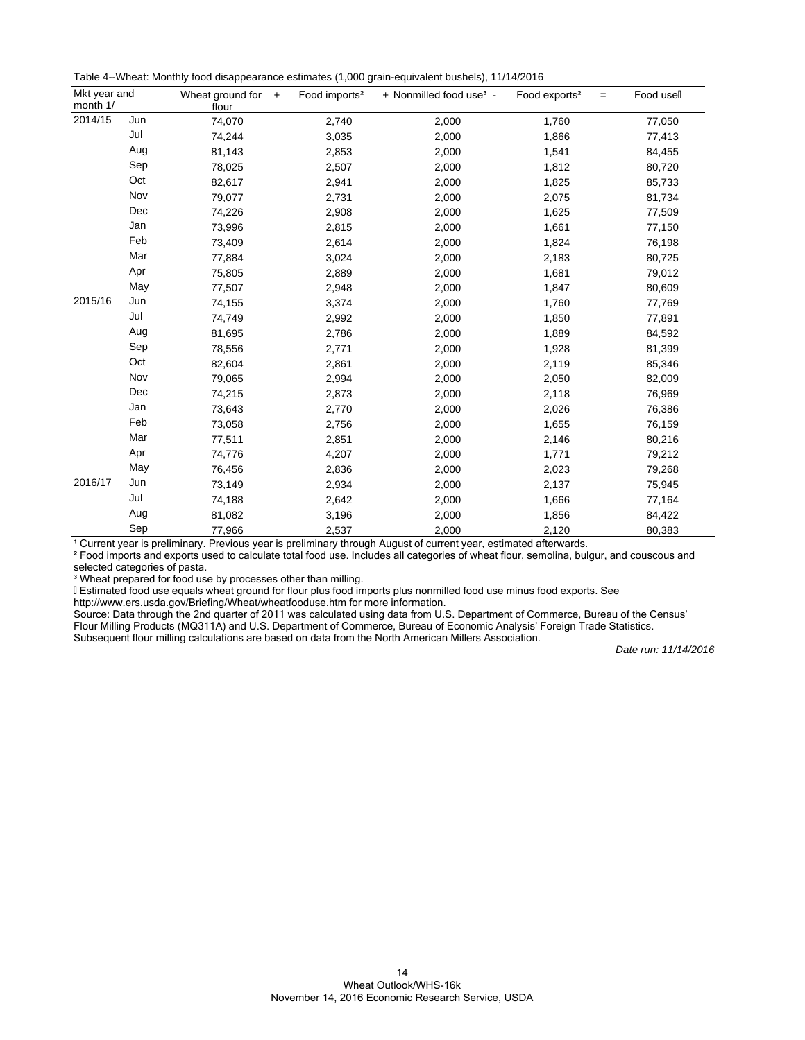Table 4--Wheat: Monthly food disappearance estimates (1,000 grain-equivalent bushels), 11/14/2016

| Mkt year and month 1/ | | Wheat ground for flour + | Food imports² | + Nonmilled food use³ - | Food exports² = | Food use⁴ |
|---|---|---|---|---|---|---|
| 2014/15 | Jun | 74,070 | 2,740 | 2,000 | 1,760 | 77,050 |
| | Jul | 74,244 | 3,035 | 2,000 | 1,866 | 77,413 |
| | Aug | 81,143 | 2,853 | 2,000 | 1,541 | 84,455 |
| | Sep | 78,025 | 2,507 | 2,000 | 1,812 | 80,720 |
| | Oct | 82,617 | 2,941 | 2,000 | 1,825 | 85,733 |
| | Nov | 79,077 | 2,731 | 2,000 | 2,075 | 81,734 |
| | Dec | 74,226 | 2,908 | 2,000 | 1,625 | 77,509 |
| | Jan | 73,996 | 2,815 | 2,000 | 1,661 | 77,150 |
| | Feb | 73,409 | 2,614 | 2,000 | 1,824 | 76,198 |
| | Mar | 77,884 | 3,024 | 2,000 | 2,183 | 80,725 |
| | Apr | 75,805 | 2,889 | 2,000 | 1,681 | 79,012 |
| | May | 77,507 | 2,948 | 2,000 | 1,847 | 80,609 |
| 2015/16 | Jun | 74,155 | 3,374 | 2,000 | 1,760 | 77,769 |
| | Jul | 74,749 | 2,992 | 2,000 | 1,850 | 77,891 |
| | Aug | 81,695 | 2,786 | 2,000 | 1,889 | 84,592 |
| | Sep | 78,556 | 2,771 | 2,000 | 1,928 | 81,399 |
| | Oct | 82,604 | 2,861 | 2,000 | 2,119 | 85,346 |
| | Nov | 79,065 | 2,994 | 2,000 | 2,050 | 82,009 |
| | Dec | 74,215 | 2,873 | 2,000 | 2,118 | 76,969 |
| | Jan | 73,643 | 2,770 | 2,000 | 2,026 | 76,386 |
| | Feb | 73,058 | 2,756 | 2,000 | 1,655 | 76,159 |
| | Mar | 77,511 | 2,851 | 2,000 | 2,146 | 80,216 |
| | Apr | 74,776 | 4,207 | 2,000 | 1,771 | 79,212 |
| | May | 76,456 | 2,836 | 2,000 | 2,023 | 79,268 |
| 2016/17 | Jun | 73,149 | 2,934 | 2,000 | 2,137 | 75,945 |
| | Jul | 74,188 | 2,642 | 2,000 | 1,666 | 77,164 |
| | Aug | 81,082 | 3,196 | 2,000 | 1,856 | 84,422 |
| | Sep | 77,966 | 2,537 | 2,000 | 2,120 | 80,383 |

¹ Current year is preliminary. Previous year is preliminary through August of current year, estimated afterwards.

² Food imports and exports used to calculate total food use. Includes all categories of wheat flour, semolina, bulgur, and couscous and selected categories of pasta.

³ Wheat prepared for food use by processes other than milling.

⁴ Estimated food use equals wheat ground for flour plus food imports plus nonmilled food use minus food exports. See http://www.ers.usda.gov/Briefing/Wheat/wheatfooduse.htm for more information.

Source: Data through the 2nd quarter of 2011 was calculated using data from U.S. Department of Commerce, Bureau of the Census' Flour Milling Products (MQ311A) and U.S. Department of Commerce, Bureau of Economic Analysis' Foreign Trade Statistics. Subsequent flour milling calculations are based on data from the North American Millers Association.

*Date run: 11/14/2016*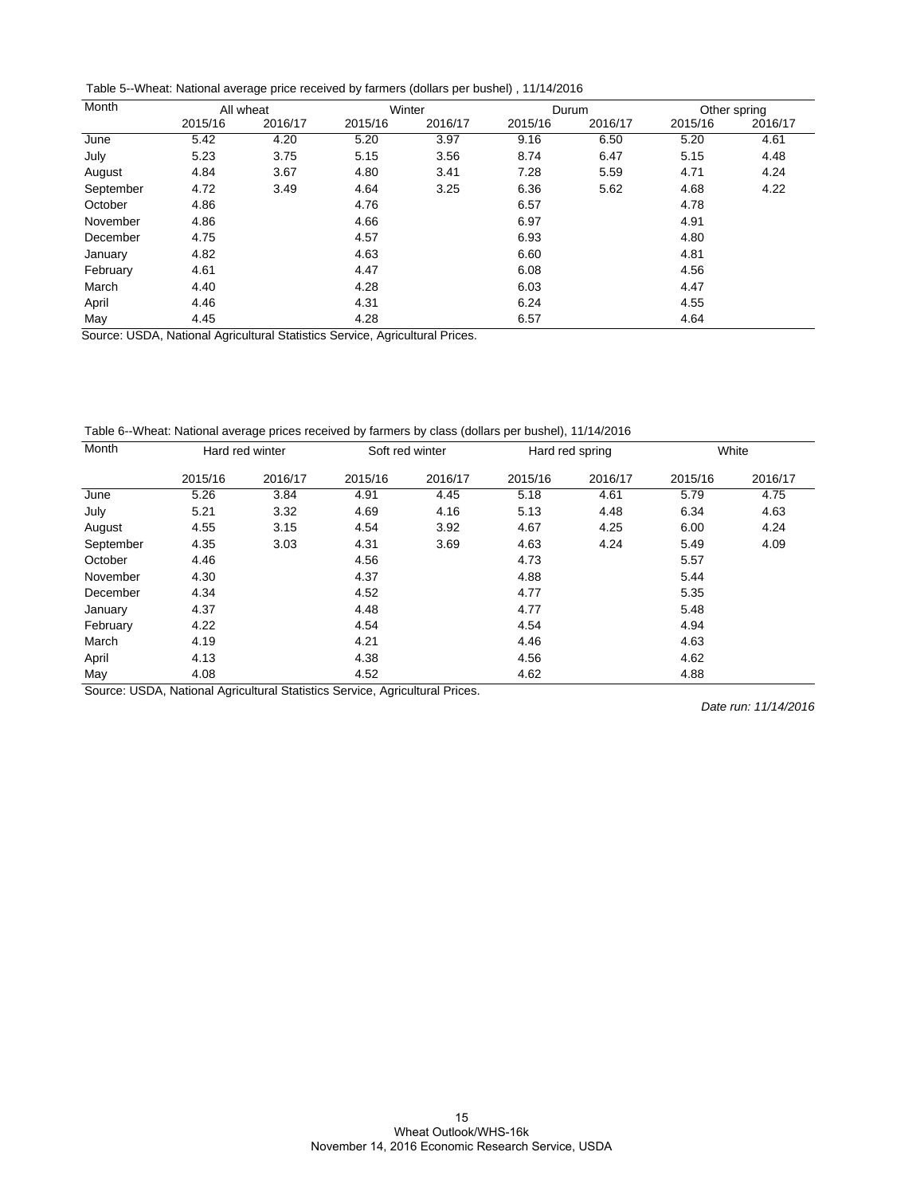Table 5--Wheat: National average price received by farmers (dollars per bushel) , 11/14/2016

| Month | All wheat | | Winter | | Durum | | Other spring | |
|---|---|---|---|---|---|---|---|---|
| | 2015/16 | 2016/17 | 2015/16 | 2016/17 | 2015/16 | 2016/17 | 2015/16 | 2016/17 |
| June | 5.42 | 4.20 | 5.20 | 3.97 | 9.16 | 6.50 | 5.20 | 4.61 |
| July | 5.23 | 3.75 | 5.15 | 3.56 | 8.74 | 6.47 | 5.15 | 4.48 |
| August | 4.84 | 3.67 | 4.80 | 3.41 | 7.28 | 5.59 | 4.71 | 4.24 |
| September | 4.72 | 3.49 | 4.64 | 3.25 | 6.36 | 5.62 | 4.68 | 4.22 |
| October | 4.86 | | 4.76 | | 6.57 | | 4.78 | |
| November | 4.86 | | 4.66 | | 6.97 | | 4.91 | |
| December | 4.75 | | 4.57 | | 6.93 | | 4.80 | |
| January | 4.82 | | 4.63 | | 6.60 | | 4.81 | |
| February | 4.61 | | 4.47 | | 6.08 | | 4.56 | |
| March | 4.40 | | 4.28 | | 6.03 | | 4.47 | |
| April | 4.46 | | 4.31 | | 6.24 | | 4.55 | |
| May | 4.45 | | 4.28 | | 6.57 | | 4.64 | |

Source: USDA, National Agricultural Statistics Service, Agricultural Prices.

Table 6--Wheat: National average prices received by farmers by class (dollars per bushel), 11/14/2016

| Month | Hard red winter | | Soft red winter | | Hard red spring | | White | |
|---|---|---|---|---|---|---|---|---|
| | 2015/16 | 2016/17 | 2015/16 | 2016/17 | 2015/16 | 2016/17 | 2015/16 | 2016/17 |
| June | 5.26 | 3.84 | 4.91 | 4.45 | 5.18 | 4.61 | 5.79 | 4.75 |
| July | 5.21 | 3.32 | 4.69 | 4.16 | 5.13 | 4.48 | 6.34 | 4.63 |
| August | 4.55 | 3.15 | 4.54 | 3.92 | 4.67 | 4.25 | 6.00 | 4.24 |
| September | 4.35 | 3.03 | 4.31 | 3.69 | 4.63 | 4.24 | 5.49 | 4.09 |
| October | 4.46 | | 4.56 | | 4.73 | | 5.57 | |
| November | 4.30 | | 4.37 | | 4.88 | | 5.44 | |
| December | 4.34 | | 4.52 | | 4.77 | | 5.35 | |
| January | 4.37 | | 4.48 | | 4.77 | | 5.48 | |
| February | 4.22 | | 4.54 | | 4.54 | | 4.94 | |
| March | 4.19 | | 4.21 | | 4.46 | | 4.63 | |
| April | 4.13 | | 4.38 | | 4.56 | | 4.62 | |
| May | 4.08 | | 4.52 | | 4.62 | | 4.88 | |

Source: USDA, National Agricultural Statistics Service, Agricultural Prices.

*Date run: 11/14/2016*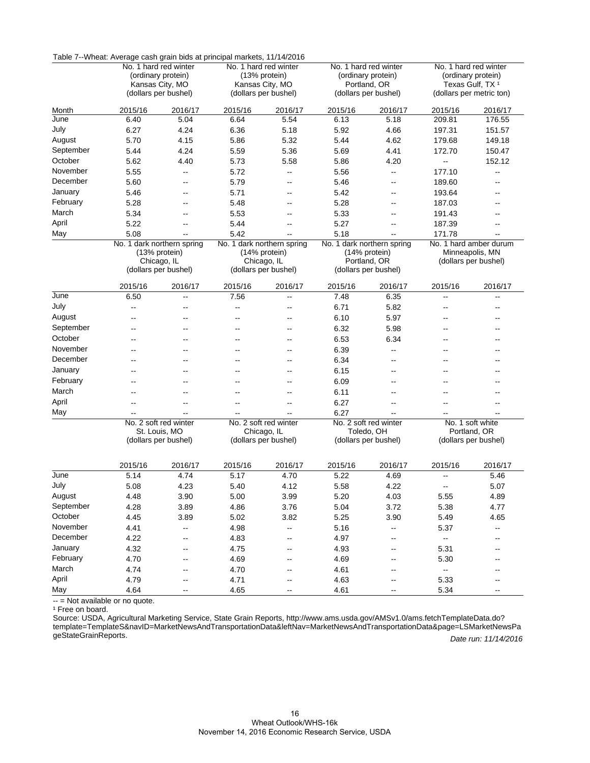Table 7--Wheat: Average cash grain bids at principal markets, 11/14/2016

| Month | No. 1 hard red winter (ordinary protein) Kansas City, MO (dollars per bushel) | | No. 1 hard red winter (13% protein) Kansas City, MO (dollars per bushel) | | No. 1 hard red winter (ordinary protein) Portland, OR (dollars per bushel) | | No. 1 hard red winter (ordinary protein) Texas Gulf, TX [1] (dollars per metric ton) | |
|---|---|---|---|---|---|---|---|---|
| | 2015/16 | 2016/17 | 2015/16 | 2016/17 | 2015/16 | 2016/17 | 2015/16 | 2016/17 |
| June | 6.40 | 5.04 | 6.64 | 5.54 | 6.13 | 5.18 | 209.81 | 176.55 |
| July | 6.27 | 4.24 | 6.36 | 5.18 | 5.92 | 4.66 | 197.31 | 151.57 |
| August | 5.70 | 4.15 | 5.86 | 5.32 | 5.44 | 4.62 | 179.68 | 149.18 |
| September | 5.44 | 4.24 | 5.59 | 5.36 | 5.69 | 4.41 | 172.70 | 150.47 |
| October | 5.62 | 4.40 | 5.73 | 5.58 | 5.86 | 4.20 | -- | 152.12 |
| November | 5.55 | -- | 5.72 | -- | 5.56 | -- | 177.10 | -- |
| December | 5.60 | -- | 5.79 | -- | 5.46 | -- | 189.60 | -- |
| January | 5.46 | -- | 5.71 | -- | 5.42 | -- | 193.64 | -- |
| February | 5.28 | -- | 5.48 | -- | 5.28 | -- | 187.03 | -- |
| March | 5.34 | -- | 5.53 | -- | 5.33 | -- | 191.43 | -- |
| April | 5.22 | -- | 5.44 | -- | 5.27 | -- | 187.39 | -- |
| May | 5.08 | -- | 5.42 | -- | 5.18 | -- | 171.78 | -- |
| | No. 1 dark northern spring (13% protein) Chicago, IL (dollars per bushel) | | No. 1 dark northern spring (14% protein) Chicago, IL (dollars per bushel) | | No. 1 dark northern spring (14% protein) Portland, OR (dollars per bushel) | | No. 1 hard amber durum Minneapolis, MN (dollars per bushel) | |
| | 2015/16 | 2016/17 | 2015/16 | 2016/17 | 2015/16 | 2016/17 | 2015/16 | 2016/17 |
| June | 6.50 | -- | 7.56 | -- | 7.48 | 6.35 | -- | -- |
| July | -- | -- | -- | -- | 6.71 | 5.82 | -- | -- |
| August | -- | -- | -- | -- | 6.10 | 5.97 | -- | -- |
| September | -- | -- | -- | -- | 6.32 | 5.98 | -- | -- |
| October | -- | -- | -- | -- | 6.53 | 6.34 | -- | -- |
| November | -- | -- | -- | -- | 6.39 | -- | -- | -- |
| December | -- | -- | -- | -- | 6.34 | -- | -- | -- |
| January | -- | -- | -- | -- | 6.15 | -- | -- | -- |
| February | -- | -- | -- | -- | 6.09 | -- | -- | -- |
| March | -- | -- | -- | -- | 6.11 | -- | -- | -- |
| April | -- | -- | -- | -- | 6.27 | -- | -- | -- |
| May | -- | -- | -- | -- | 6.27 | -- | -- | -- |
| | No. 2 soft red winter St. Louis, MO (dollars per bushel) | | No. 2 soft red winter Chicago, IL (dollars per bushel) | | No. 2 soft red winter Toledo, OH (dollars per bushel) | | No. 1 soft white Portland, OR (dollars per bushel) | |
| | 2015/16 | 2016/17 | 2015/16 | 2016/17 | 2015/16 | 2016/17 | 2015/16 | 2016/17 |
| June | 5.14 | 4.74 | 5.17 | 4.70 | 5.22 | 4.69 | -- | 5.46 |
| July | 5.08 | 4.23 | 5.40 | 4.12 | 5.58 | 4.22 | -- | 5.07 |
| August | 4.48 | 3.90 | 5.00 | 3.99 | 5.20 | 4.03 | 5.55 | 4.89 |
| September | 4.28 | 3.89 | 4.86 | 3.76 | 5.04 | 3.72 | 5.38 | 4.77 |
| October | 4.45 | 3.89 | 5.02 | 3.82 | 5.25 | 3.90 | 5.49 | 4.65 |
| November | 4.41 | -- | 4.98 | -- | 5.16 | -- | 5.37 | -- |
| December | 4.22 | -- | 4.83 | -- | 4.97 | -- | -- | -- |
| January | 4.32 | -- | 4.75 | -- | 4.93 | -- | 5.31 | -- |
| February | 4.70 | -- | 4.69 | -- | 4.69 | -- | 5.30 | -- |
| March | 4.74 | -- | 4.70 | -- | 4.61 | -- | -- | -- |
| April | 4.79 | -- | 4.71 | -- | 4.63 | -- | 5.33 | -- |
| May | 4.64 | -- | 4.65 | -- | 4.61 | -- | 5.34 | -- |

-- = Not available or no quote.

[1] Free on board.

Source: USDA, Agricultural Marketing Service, State Grain Reports, http://www.ams.usda.gov/AMSv1.0/ams.fetchTemplateData.do?template=TemplateS&navID=MarketNewsAndTransportationData&leftNav=MarketNewsAndTransportationData&page=LSMarketNewsPageStateGrainReports.

*Date run: 11/14/2016*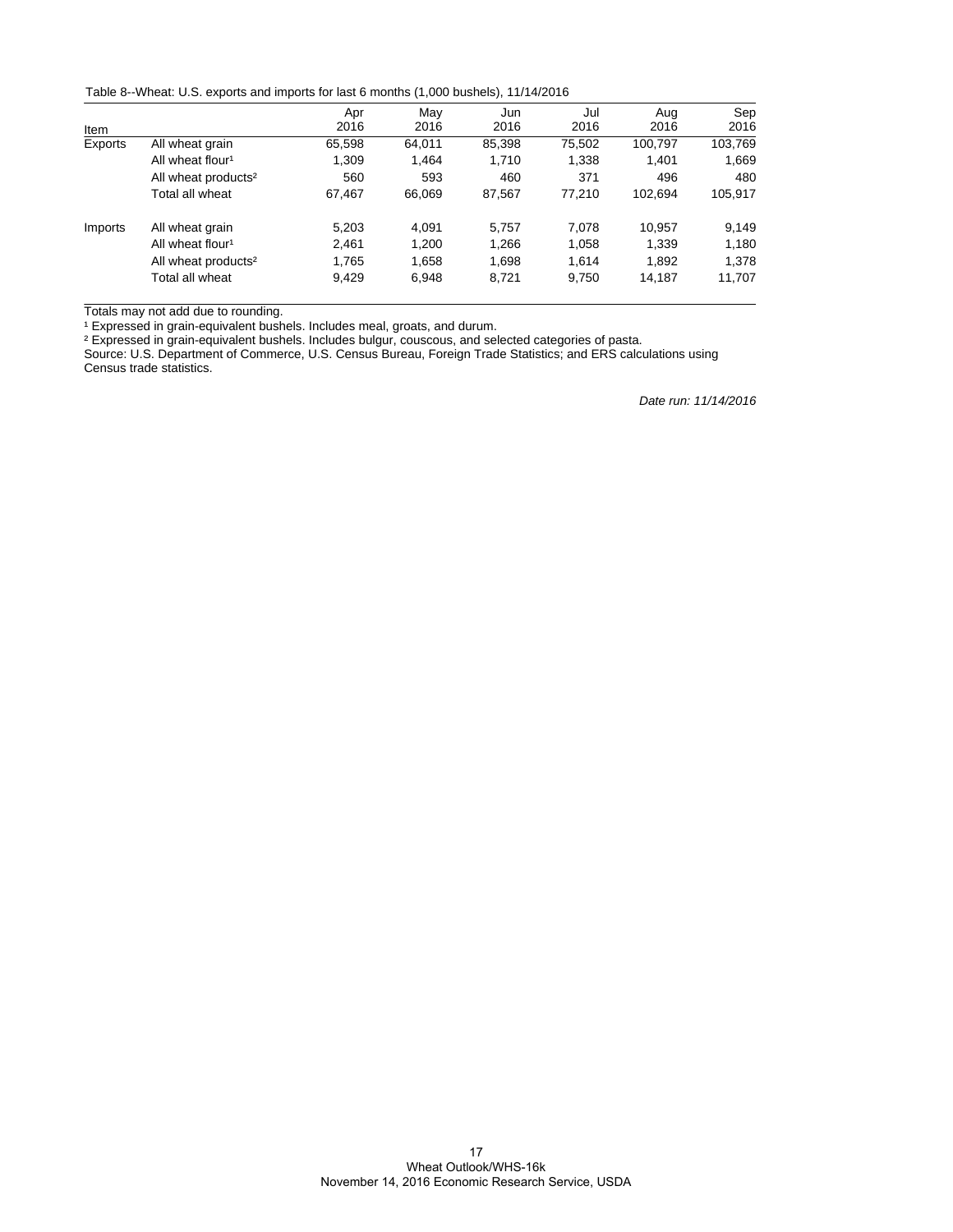Table 8--Wheat: U.S. exports and imports for last 6 months (1,000 bushels), 11/14/2016

| Item | | Apr 2016 | May 2016 | Jun 2016 | Jul 2016 | Aug 2016 | Sep 2016 |
|---|---|---|---|---|---|---|---|
| Exports | All wheat grain | 65,598 | 64,011 | 85,398 | 75,502 | 100,797 | 103,769 |
| | All wheat flour[1] | 1,309 | 1,464 | 1,710 | 1,338 | 1,401 | 1,669 |
| | All wheat products[2] | 560 | 593 | 460 | 371 | 496 | 480 |
| | Total all wheat | 67,467 | 66,069 | 87,567 | 77,210 | 102,694 | 105,917 |
| Imports | All wheat grain | 5,203 | 4,091 | 5,757 | 7,078 | 10,957 | 9,149 |
| | All wheat flour[1] | 2,461 | 1,200 | 1,266 | 1,058 | 1,339 | 1,180 |
| | All wheat products[2] | 1,765 | 1,658 | 1,698 | 1,614 | 1,892 | 1,378 |
| | Total all wheat | 9,429 | 6,948 | 8,721 | 9,750 | 14,187 | 11,707 |

Totals may not add due to rounding.

[1] Expressed in grain-equivalent bushels. Includes meal, groats, and durum.

[2] Expressed in grain-equivalent bushels. Includes bulgur, couscous, and selected categories of pasta.

Source: U.S. Department of Commerce, U.S. Census Bureau, Foreign Trade Statistics; and ERS calculations using Census trade statistics.

*Date run: 11/14/2016*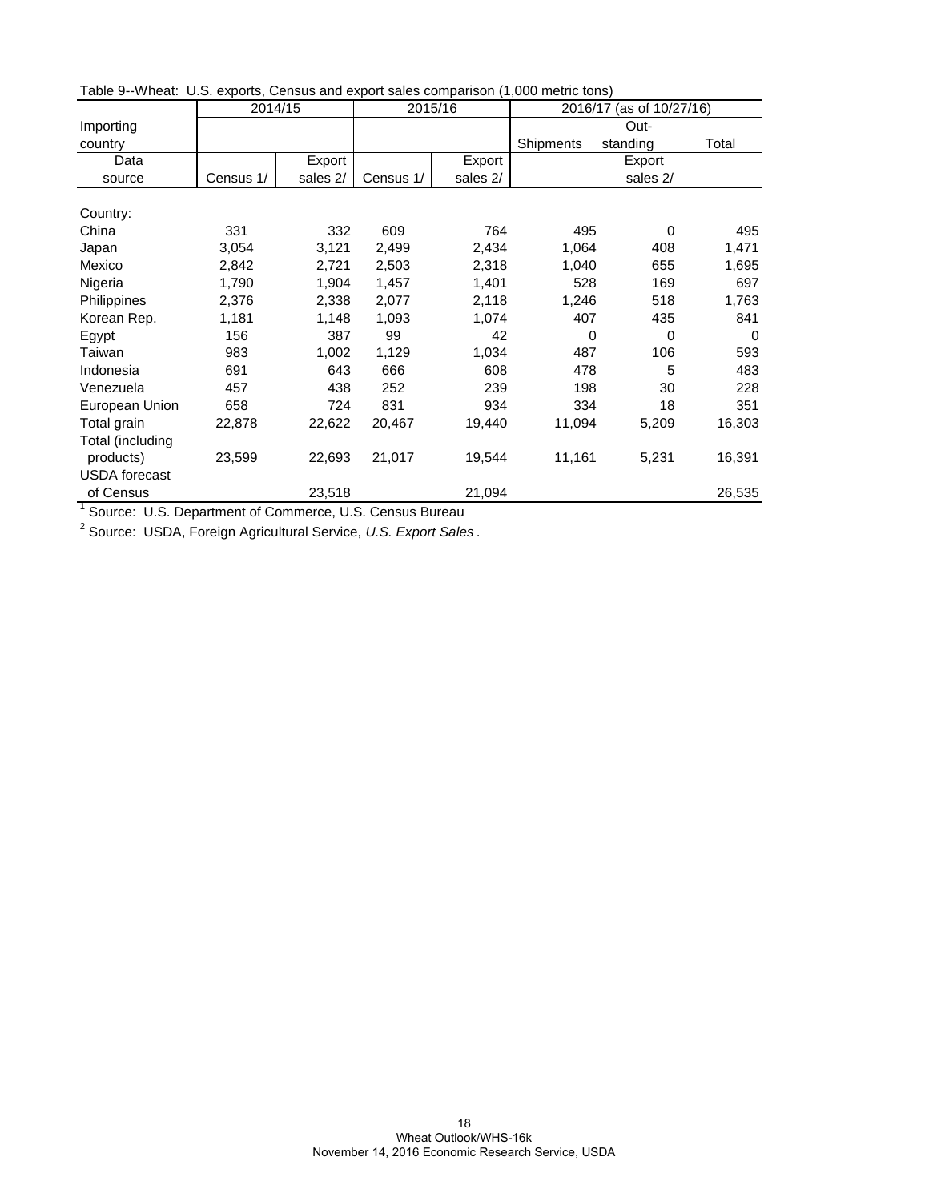Table 9--Wheat: U.S. exports, Census and export sales comparison (1,000 metric tons)

| | 2014/15 | | 2015/16 | | 2016/17 (as of 10/27/16) | | |
|---|---|---|---|---|---|---|---|
| Importing country | | | | | Shipments | Out-standing | Total |
| Data source | Census 1/ | Export sales 2/ | Census 1/ | Export sales 2/ | Export sales 2/ | | |
| Country: | | | | | | | |
| China | 331 | 332 | 609 | 764 | 495 | 0 | 495 |
| Japan | 3,054 | 3,121 | 2,499 | 2,434 | 1,064 | 408 | 1,471 |
| Mexico | 2,842 | 2,721 | 2,503 | 2,318 | 1,040 | 655 | 1,695 |
| Nigeria | 1,790 | 1,904 | 1,457 | 1,401 | 528 | 169 | 697 |
| Philippines | 2,376 | 2,338 | 2,077 | 2,118 | 1,246 | 518 | 1,763 |
| Korean Rep. | 1,181 | 1,148 | 1,093 | 1,074 | 407 | 435 | 841 |
| Egypt | 156 | 387 | 99 | 42 | 0 | 0 | 0 |
| Taiwan | 983 | 1,002 | 1,129 | 1,034 | 487 | 106 | 593 |
| Indonesia | 691 | 643 | 666 | 608 | 478 | 5 | 483 |
| Venezuela | 457 | 438 | 252 | 239 | 198 | 30 | 228 |
| European Union | 658 | 724 | 831 | 934 | 334 | 18 | 351 |
| Total grain | 22,878 | 22,622 | 20,467 | 19,440 | 11,094 | 5,209 | 16,303 |
| Total (including products) | 23,599 | 22,693 | 21,017 | 19,544 | 11,161 | 5,231 | 16,391 |
| USDA forecast of Census | | 23,518 | | 21,094 | | | 26,535 |

[1] Source: U.S. Department of Commerce, U.S. Census Bureau

[2] Source: USDA, Foreign Agricultural Service, *U.S. Export Sales*.